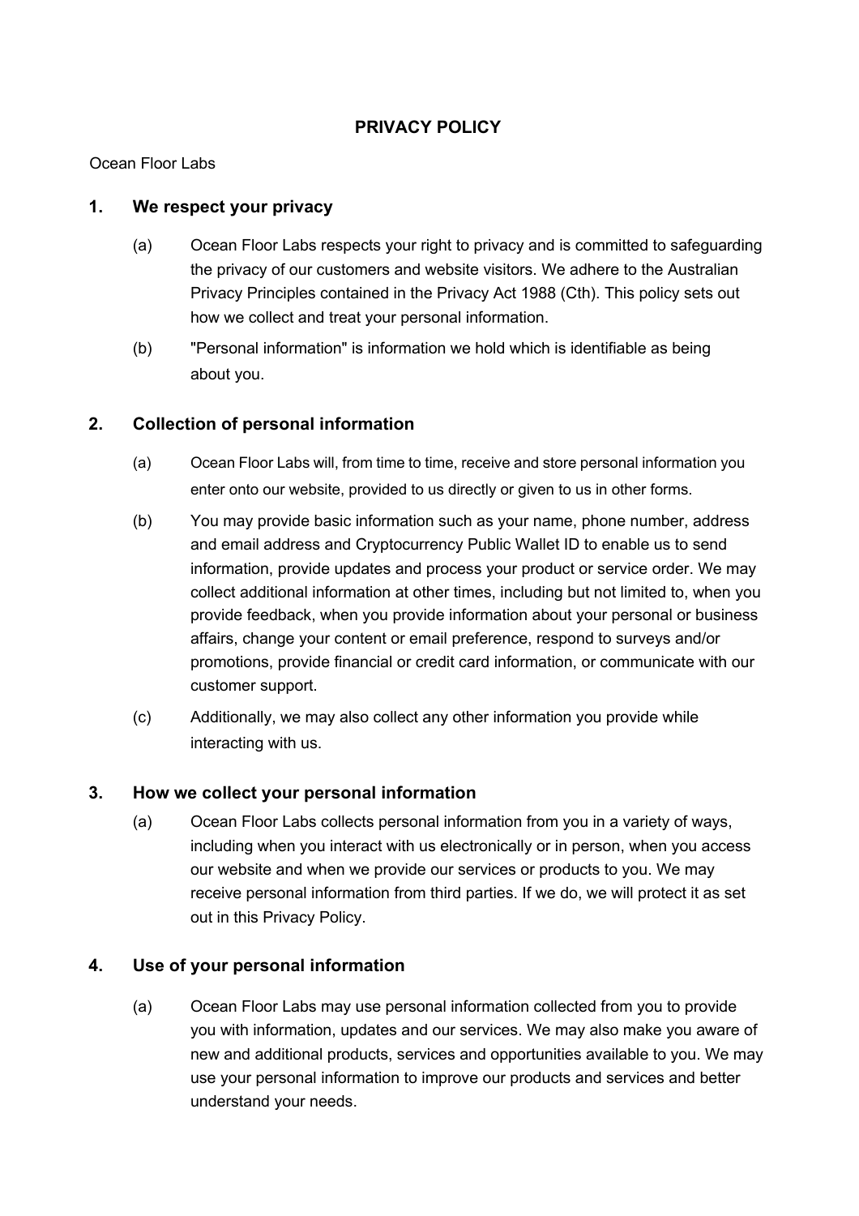# PRIVACY POLICY

Ocean Floor Labs

## 1. We respect your privacy

(a) Ocean Floor Labs respects your right to privacy and is committed to safeguarding the privacy of our customers and website visitors. We adhere to the Australian Privacy Principles contained in the Privacy Act 1988 (Cth). This policy sets out how we collect and treat your personal information.

(b) "Personal information" is information we hold which is identifiable as being about you.

## 2. Collection of personal information

(a) Ocean Floor Labs will, from time to time, receive and store personal information you enter onto our website, provided to us directly or given to us in other forms.

(b) You may provide basic information such as your name, phone number, address and email address and Cryptocurrency Public Wallet ID to enable us to send information, provide updates and process your product or service order. We may collect additional information at other times, including but not limited to, when you provide feedback, when you provide information about your personal or business affairs, change your content or email preference, respond to surveys and/or promotions, provide financial or credit card information, or communicate with our customer support.

(c) Additionally, we may also collect any other information you provide while interacting with us.

## 3. How we collect your personal information

(a) Ocean Floor Labs collects personal information from you in a variety of ways, including when you interact with us electronically or in person, when you access our website and when we provide our services or products to you. We may receive personal information from third parties. If we do, we will protect it as set out in this Privacy Policy.

## 4. Use of your personal information

(a) Ocean Floor Labs may use personal information collected from you to provide you with information, updates and our services. We may also make you aware of new and additional products, services and opportunities available to you. We may use your personal information to improve our products and services and better understand your needs.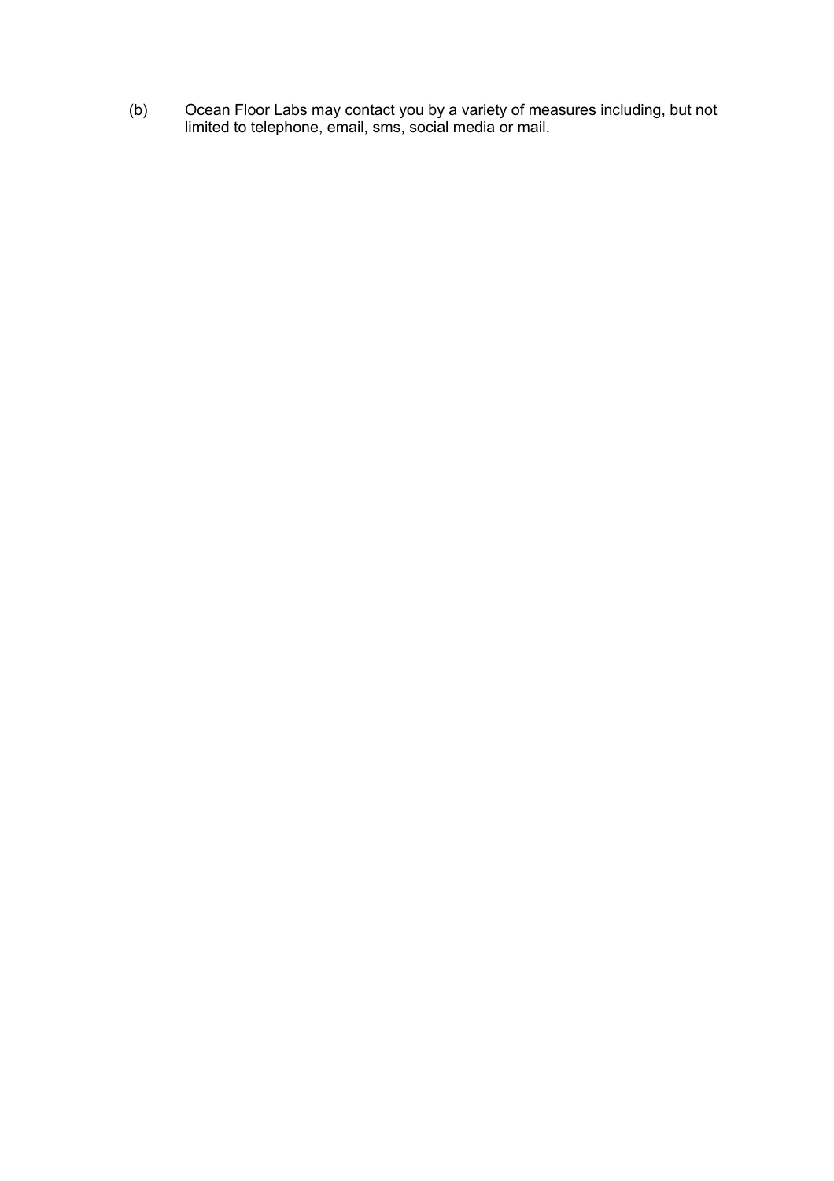(b) Ocean Floor Labs may contact you by a variety of measures including, but not limited to telephone, email, sms, social media or mail.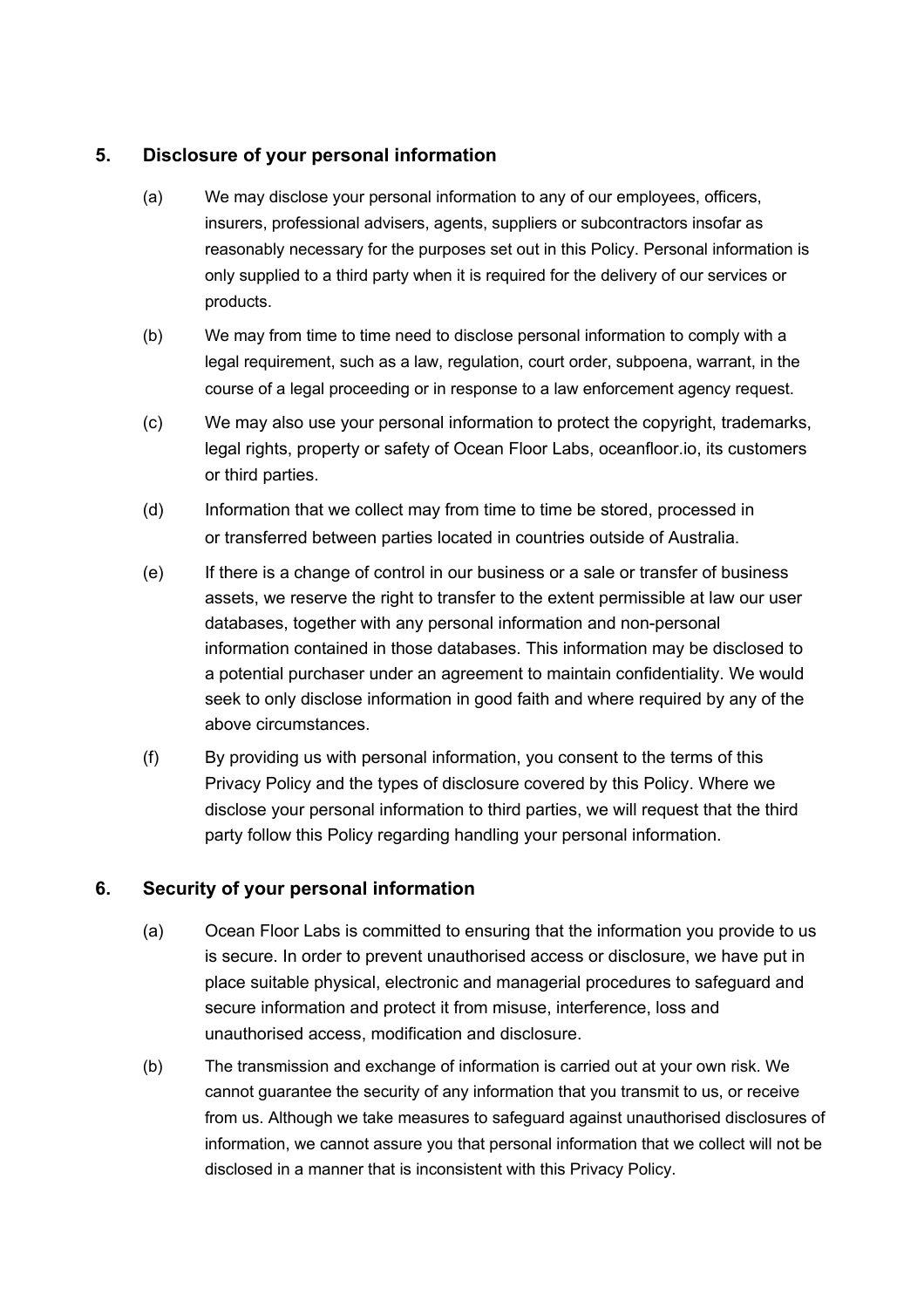## 5. Disclosure of your personal information

(a) We may disclose your personal information to any of our employees, officers, insurers, professional advisers, agents, suppliers or subcontractors insofar as reasonably necessary for the purposes set out in this Policy. Personal information is only supplied to a third party when it is required for the delivery of our services or products.

(b) We may from time to time need to disclose personal information to comply with a legal requirement, such as a law, regulation, court order, subpoena, warrant, in the course of a legal proceeding or in response to a law enforcement agency request.

(c) We may also use your personal information to protect the copyright, trademarks, legal rights, property or safety of Ocean Floor Labs, oceanfloor.io, its customers or third parties.

(d) Information that we collect may from time to time be stored, processed in or transferred between parties located in countries outside of Australia.

(e) If there is a change of control in our business or a sale or transfer of business assets, we reserve the right to transfer to the extent permissible at law our user databases, together with any personal information and non-personal information contained in those databases. This information may be disclosed to a potential purchaser under an agreement to maintain confidentiality. We would seek to only disclose information in good faith and where required by any of the above circumstances.

(f) By providing us with personal information, you consent to the terms of this Privacy Policy and the types of disclosure covered by this Policy. Where we disclose your personal information to third parties, we will request that the third party follow this Policy regarding handling your personal information.

## 6. Security of your personal information

(a) Ocean Floor Labs is committed to ensuring that the information you provide to us is secure. In order to prevent unauthorised access or disclosure, we have put in place suitable physical, electronic and managerial procedures to safeguard and secure information and protect it from misuse, interference, loss and unauthorised access, modification and disclosure.

(b) The transmission and exchange of information is carried out at your own risk. We cannot guarantee the security of any information that you transmit to us, or receive from us. Although we take measures to safeguard against unauthorised disclosures of information, we cannot assure you that personal information that we collect will not be disclosed in a manner that is inconsistent with this Privacy Policy.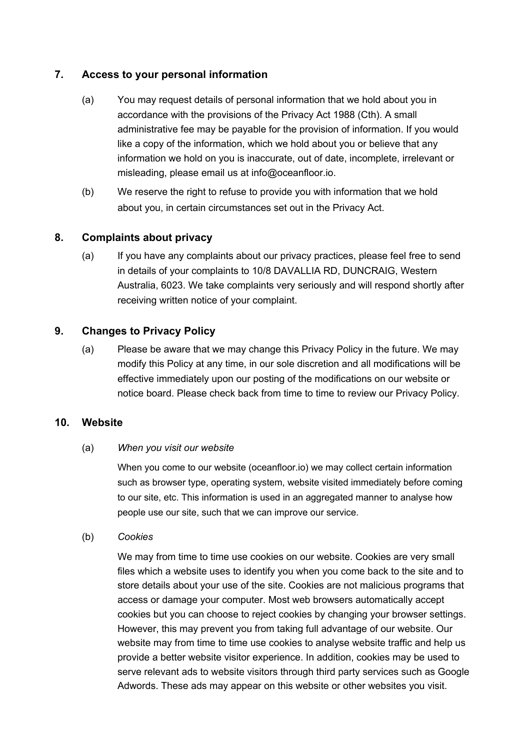## 7. Access to your personal information

(a) You may request details of personal information that we hold about you in accordance with the provisions of the Privacy Act 1988 (Cth). A small administrative fee may be payable for the provision of information. If you would like a copy of the information, which we hold about you or believe that any information we hold on you is inaccurate, out of date, incomplete, irrelevant or misleading, please email us at info@oceanfloor.io.

(b) We reserve the right to refuse to provide you with information that we hold about you, in certain circumstances set out in the Privacy Act.

## 8. Complaints about privacy

(a) If you have any complaints about our privacy practices, please feel free to send in details of your complaints to 10/8 DAVALLIA RD, DUNCRAIG, Western Australia, 6023. We take complaints very seriously and will respond shortly after receiving written notice of your complaint.

## 9. Changes to Privacy Policy

(a) Please be aware that we may change this Privacy Policy in the future. We may modify this Policy at any time, in our sole discretion and all modifications will be effective immediately upon our posting of the modifications on our website or notice board. Please check back from time to time to review our Privacy Policy.

## 10. Website

(a) *When you visit our website*

When you come to our website (oceanfloor.io) we may collect certain information such as browser type, operating system, website visited immediately before coming to our site, etc. This information is used in an aggregated manner to analyse how people use our site, such that we can improve our service.

(b) *Cookies*

We may from time to time use cookies on our website. Cookies are very small files which a website uses to identify you when you come back to the site and to store details about your use of the site. Cookies are not malicious programs that access or damage your computer. Most web browsers automatically accept cookies but you can choose to reject cookies by changing your browser settings. However, this may prevent you from taking full advantage of our website. Our website may from time to time use cookies to analyse website traffic and help us provide a better website visitor experience. In addition, cookies may be used to serve relevant ads to website visitors through third party services such as Google Adwords. These ads may appear on this website or other websites you visit.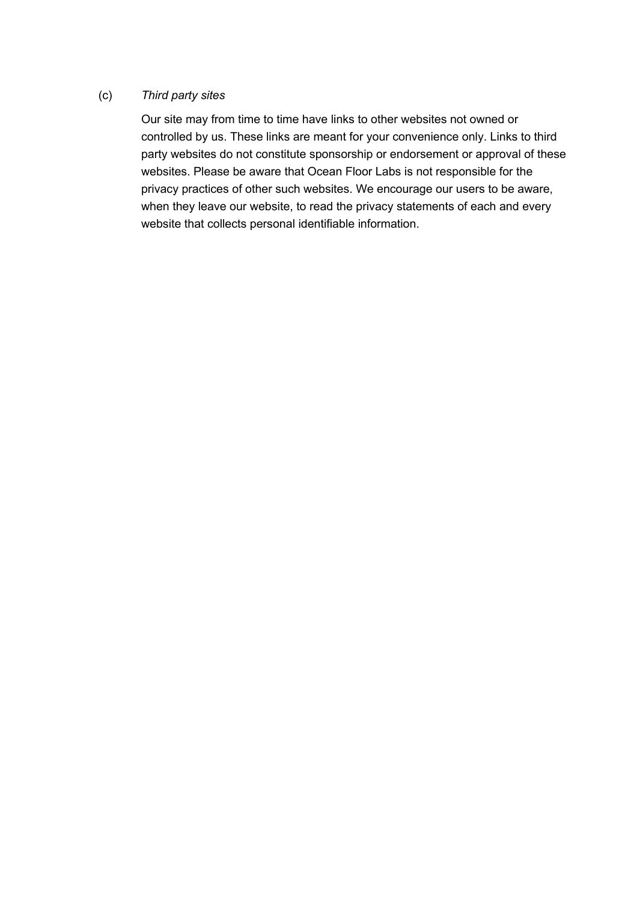(c) *Third party sites*

Our site may from time to time have links to other websites not owned or controlled by us. These links are meant for your convenience only. Links to third party websites do not constitute sponsorship or endorsement or approval of these websites. Please be aware that Ocean Floor Labs is not responsible for the privacy practices of other such websites. We encourage our users to be aware, when they leave our website, to read the privacy statements of each and every website that collects personal identifiable information.